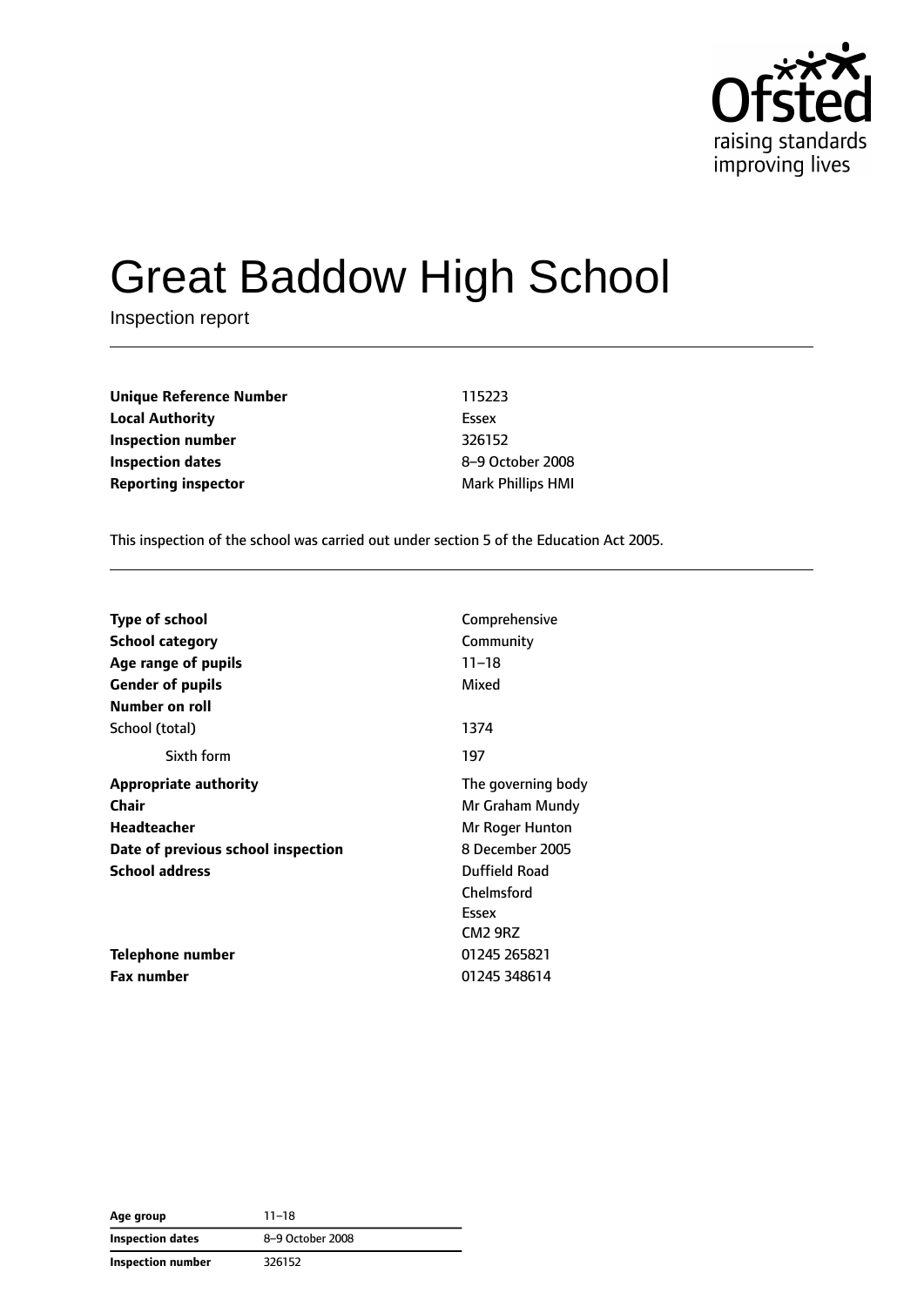# Great Baddow High School

Inspection report

| | |
|---|---|
| **Unique Reference Number** | 115223 |
| **Local Authority** | Essex |
| **Inspection number** | 326152 |
| **Inspection dates** | 8–9 October 2008 |
| **Reporting inspector** | Mark Phillips HMI |

This inspection of the school was carried out under section 5 of the Education Act 2005.

| | |
|---|---|
| **Type of school** | Comprehensive |
| **School category** | Community |
| **Age range of pupils** | 11–18 |
| **Gender of pupils** | Mixed |
| **Number on roll** | |
| School (total) | 1374 |
| Sixth form | 197 |
| **Appropriate authority** | The governing body |
| **Chair** | Mr Graham Mundy |
| **Headteacher** | Mr Roger Hunton |
| **Date of previous school inspection** | 8 December 2005 |
| **School address** | Duffield Road<br>Chelmsford<br>Essex<br>CM2 9RZ |
| **Telephone number** | 01245 265821 |
| **Fax number** | 01245 348614 |

| | |
|---|---|
| **Age group** | 11–18 |
| **Inspection dates** | 8–9 October 2008 |
| **Inspection number** | 326152 |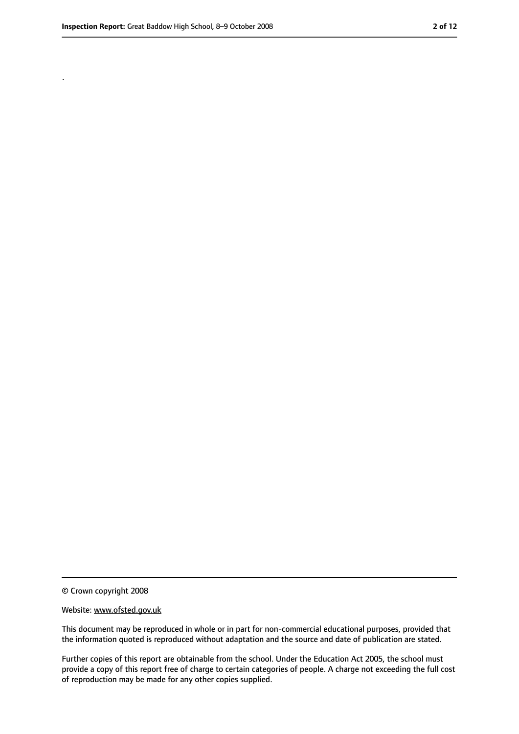.

© Crown copyright 2008

Website: www.ofsted.gov.uk

This document may be reproduced in whole or in part for non-commercial educational purposes, provided that the information quoted is reproduced without adaptation and the source and date of publication are stated.

Further copies of this report are obtainable from the school. Under the Education Act 2005, the school must provide a copy of this report free of charge to certain categories of people. A charge not exceeding the full cost of reproduction may be made for any other copies supplied.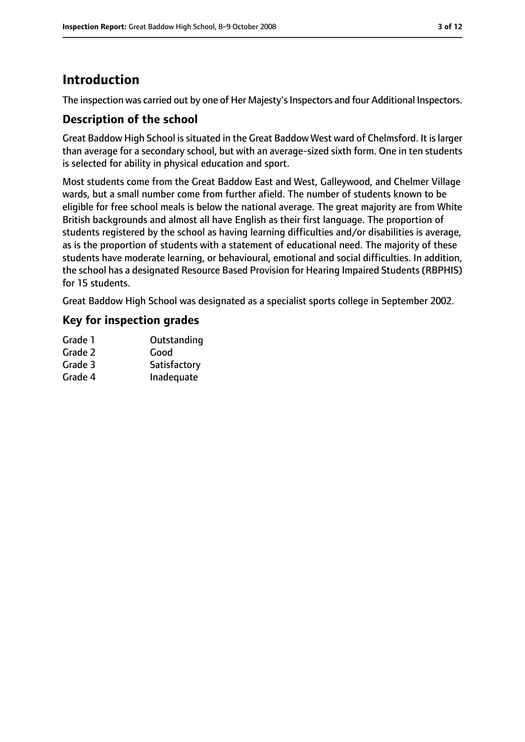# Introduction

The inspection was carried out by one of Her Majesty's Inspectors and four Additional Inspectors.

## Description of the school

Great Baddow High School is situated in the Great Baddow West ward of Chelmsford. It is larger than average for a secondary school, but with an average-sized sixth form. One in ten students is selected for ability in physical education and sport.

Most students come from the Great Baddow East and West, Galleywood, and Chelmer Village wards, but a small number come from further afield. The number of students known to be eligible for free school meals is below the national average. The great majority are from White British backgrounds and almost all have English as their first language. The proportion of students registered by the school as having learning difficulties and/or disabilities is average, as is the proportion of students with a statement of educational need. The majority of these students have moderate learning, or behavioural, emotional and social difficulties. In addition, the school has a designated Resource Based Provision for Hearing Impaired Students (RBPHIS) for 15 students.

Great Baddow High School was designated as a specialist sports college in September 2002.

## Key for inspection grades

| | |
|---|---|
| Grade 1 | Outstanding |
| Grade 2 | Good |
| Grade 3 | Satisfactory |
| Grade 4 | Inadequate |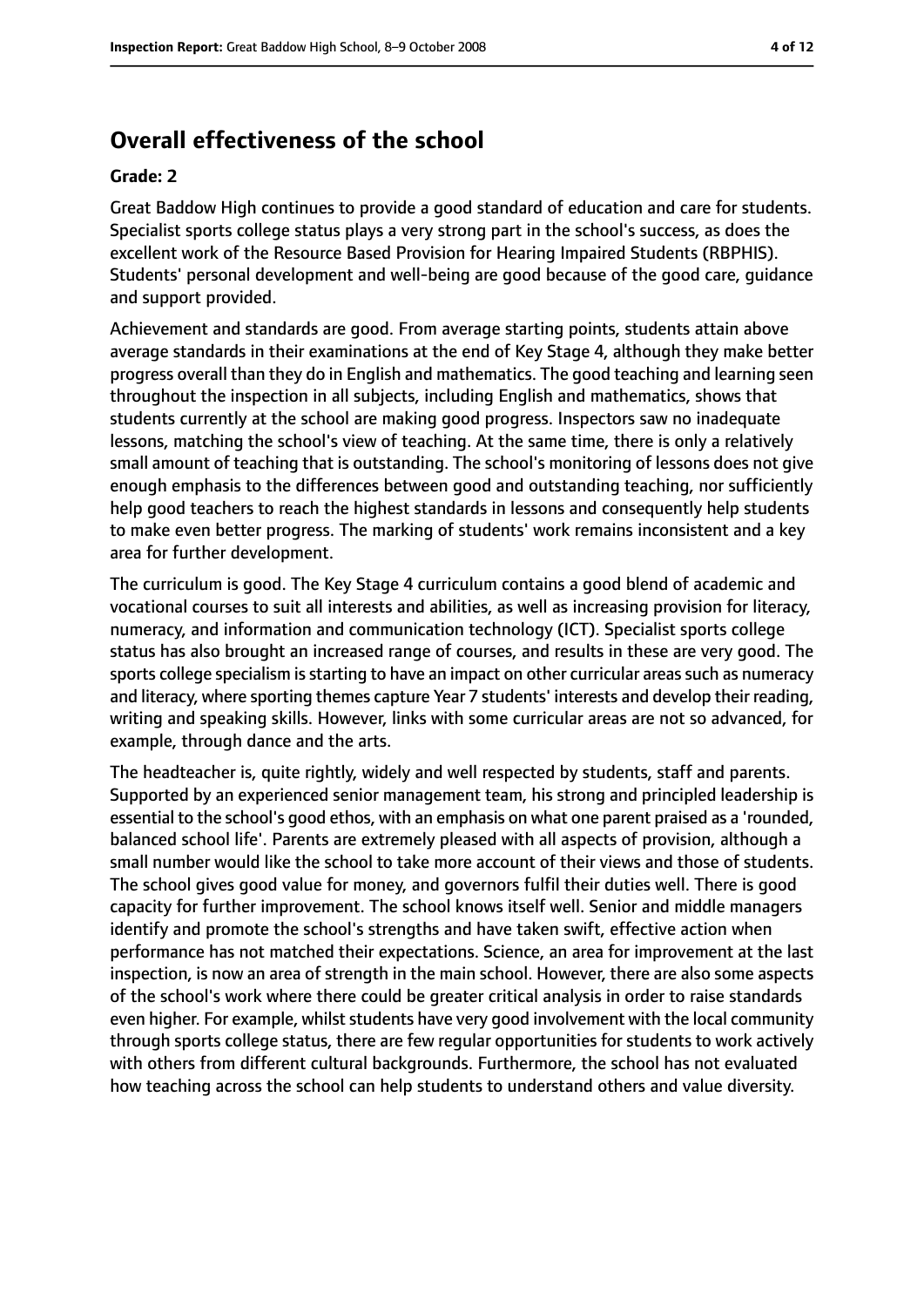## Overall effectiveness of the school

### Grade: 2

Great Baddow High continues to provide a good standard of education and care for students. Specialist sports college status plays a very strong part in the school's success, as does the excellent work of the Resource Based Provision for Hearing Impaired Students (RBPHIS). Students' personal development and well-being are good because of the good care, guidance and support provided.

Achievement and standards are good. From average starting points, students attain above average standards in their examinations at the end of Key Stage 4, although they make better progress overall than they do in English and mathematics. The good teaching and learning seen throughout the inspection in all subjects, including English and mathematics, shows that students currently at the school are making good progress. Inspectors saw no inadequate lessons, matching the school's view of teaching. At the same time, there is only a relatively small amount of teaching that is outstanding. The school's monitoring of lessons does not give enough emphasis to the differences between good and outstanding teaching, nor sufficiently help good teachers to reach the highest standards in lessons and consequently help students to make even better progress. The marking of students' work remains inconsistent and a key area for further development.

The curriculum is good. The Key Stage 4 curriculum contains a good blend of academic and vocational courses to suit all interests and abilities, as well as increasing provision for literacy, numeracy, and information and communication technology (ICT). Specialist sports college status has also brought an increased range of courses, and results in these are very good. The sports college specialism is starting to have an impact on other curricular areas such as numeracy and literacy, where sporting themes capture Year 7 students' interests and develop their reading, writing and speaking skills. However, links with some curricular areas are not so advanced, for example, through dance and the arts.

The headteacher is, quite rightly, widely and well respected by students, staff and parents. Supported by an experienced senior management team, his strong and principled leadership is essential to the school's good ethos, with an emphasis on what one parent praised as a 'rounded, balanced school life'. Parents are extremely pleased with all aspects of provision, although a small number would like the school to take more account of their views and those of students. The school gives good value for money, and governors fulfil their duties well. There is good capacity for further improvement. The school knows itself well. Senior and middle managers identify and promote the school's strengths and have taken swift, effective action when performance has not matched their expectations. Science, an area for improvement at the last inspection, is now an area of strength in the main school. However, there are also some aspects of the school's work where there could be greater critical analysis in order to raise standards even higher. For example, whilst students have very good involvement with the local community through sports college status, there are few regular opportunities for students to work actively with others from different cultural backgrounds. Furthermore, the school has not evaluated how teaching across the school can help students to understand others and value diversity.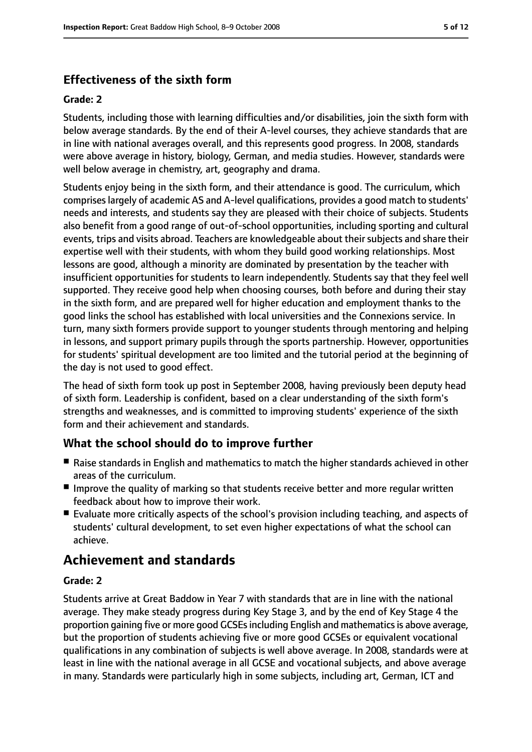## Effectiveness of the sixth form

### Grade: 2

Students, including those with learning difficulties and/or disabilities, join the sixth form with below average standards. By the end of their A-level courses, they achieve standards that are in line with national averages overall, and this represents good progress. In 2008, standards were above average in history, biology, German, and media studies. However, standards were well below average in chemistry, art, geography and drama.

Students enjoy being in the sixth form, and their attendance is good. The curriculum, which comprises largely of academic AS and A-level qualifications, provides a good match to students' needs and interests, and students say they are pleased with their choice of subjects. Students also benefit from a good range of out-of-school opportunities, including sporting and cultural events, trips and visits abroad. Teachers are knowledgeable about their subjects and share their expertise well with their students, with whom they build good working relationships. Most lessons are good, although a minority are dominated by presentation by the teacher with insufficient opportunities for students to learn independently. Students say that they feel well supported. They receive good help when choosing courses, both before and during their stay in the sixth form, and are prepared well for higher education and employment thanks to the good links the school has established with local universities and the Connexions service. In turn, many sixth formers provide support to younger students through mentoring and helping in lessons, and support primary pupils through the sports partnership. However, opportunities for students' spiritual development are too limited and the tutorial period at the beginning of the day is not used to good effect.

The head of sixth form took up post in September 2008, having previously been deputy head of sixth form. Leadership is confident, based on a clear understanding of the sixth form's strengths and weaknesses, and is committed to improving students' experience of the sixth form and their achievement and standards.

## What the school should do to improve further

- Raise standards in English and mathematics to match the higher standards achieved in other areas of the curriculum.
- Improve the quality of marking so that students receive better and more regular written feedback about how to improve their work.
- Evaluate more critically aspects of the school's provision including teaching, and aspects of students' cultural development, to set even higher expectations of what the school can achieve.

# Achievement and standards

### Grade: 2

Students arrive at Great Baddow in Year 7 with standards that are in line with the national average. They make steady progress during Key Stage 3, and by the end of Key Stage 4 the proportion gaining five or more good GCSEs including English and mathematics is above average, but the proportion of students achieving five or more good GCSEs or equivalent vocational qualifications in any combination of subjects is well above average. In 2008, standards were at least in line with the national average in all GCSE and vocational subjects, and above average in many. Standards were particularly high in some subjects, including art, German, ICT and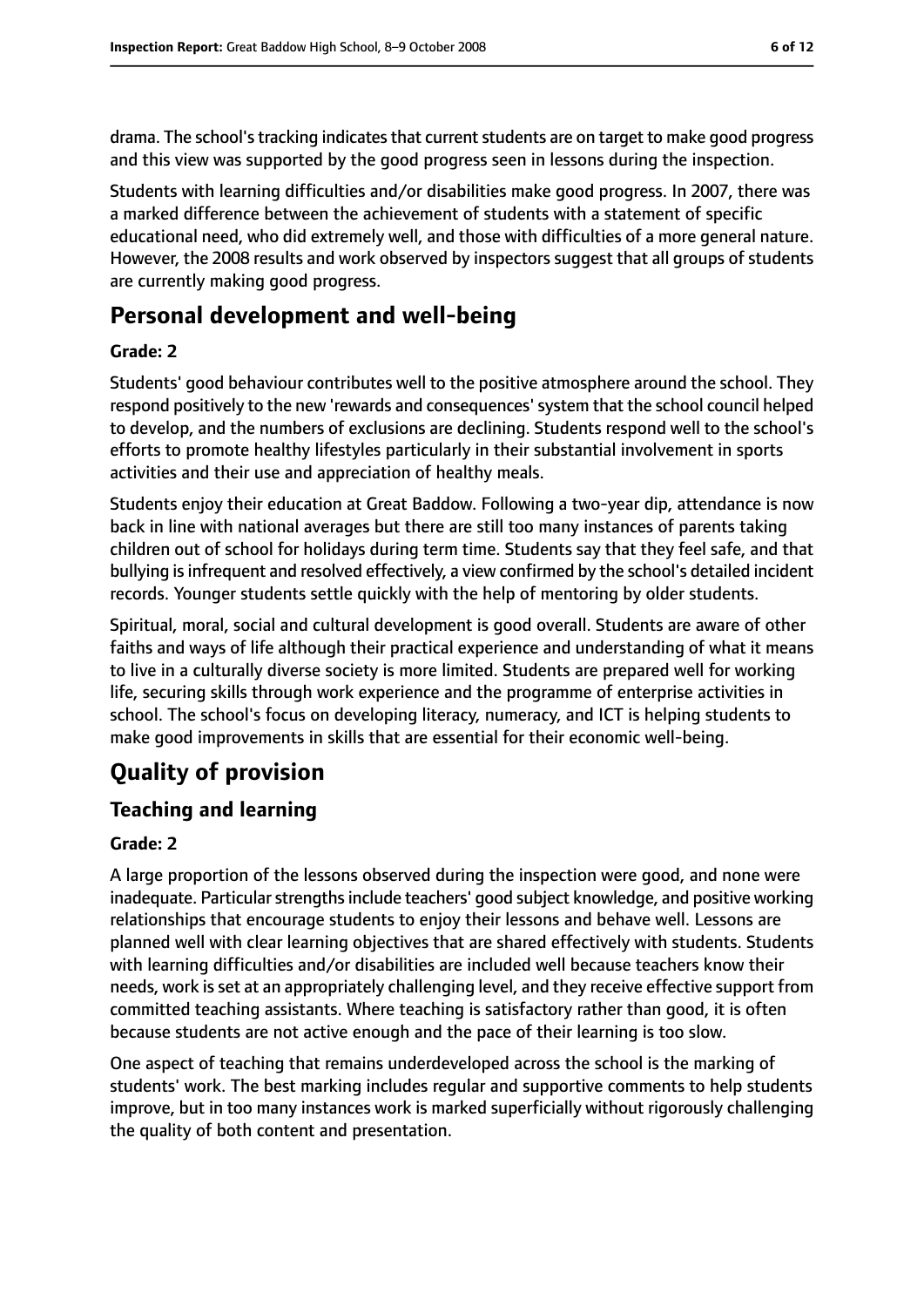drama. The school's tracking indicates that current students are on target to make good progress and this view was supported by the good progress seen in lessons during the inspection.

Students with learning difficulties and/or disabilities make good progress. In 2007, there was a marked difference between the achievement of students with a statement of specific educational need, who did extremely well, and those with difficulties of a more general nature. However, the 2008 results and work observed by inspectors suggest that all groups of students are currently making good progress.

# Personal development and well-being

**Grade: 2**

Students' good behaviour contributes well to the positive atmosphere around the school. They respond positively to the new 'rewards and consequences' system that the school council helped to develop, and the numbers of exclusions are declining. Students respond well to the school's efforts to promote healthy lifestyles particularly in their substantial involvement in sports activities and their use and appreciation of healthy meals.

Students enjoy their education at Great Baddow. Following a two-year dip, attendance is now back in line with national averages but there are still too many instances of parents taking children out of school for holidays during term time. Students say that they feel safe, and that bullying is infrequent and resolved effectively, a view confirmed by the school's detailed incident records. Younger students settle quickly with the help of mentoring by older students.

Spiritual, moral, social and cultural development is good overall. Students are aware of other faiths and ways of life although their practical experience and understanding of what it means to live in a culturally diverse society is more limited. Students are prepared well for working life, securing skills through work experience and the programme of enterprise activities in school. The school's focus on developing literacy, numeracy, and ICT is helping students to make good improvements in skills that are essential for their economic well-being.

# Quality of provision

## Teaching and learning

**Grade: 2**

A large proportion of the lessons observed during the inspection were good, and none were inadequate. Particular strengths include teachers' good subject knowledge, and positive working relationships that encourage students to enjoy their lessons and behave well. Lessons are planned well with clear learning objectives that are shared effectively with students. Students with learning difficulties and/or disabilities are included well because teachers know their needs, work is set at an appropriately challenging level, and they receive effective support from committed teaching assistants. Where teaching is satisfactory rather than good, it is often because students are not active enough and the pace of their learning is too slow.

One aspect of teaching that remains underdeveloped across the school is the marking of students' work. The best marking includes regular and supportive comments to help students improve, but in too many instances work is marked superficially without rigorously challenging the quality of both content and presentation.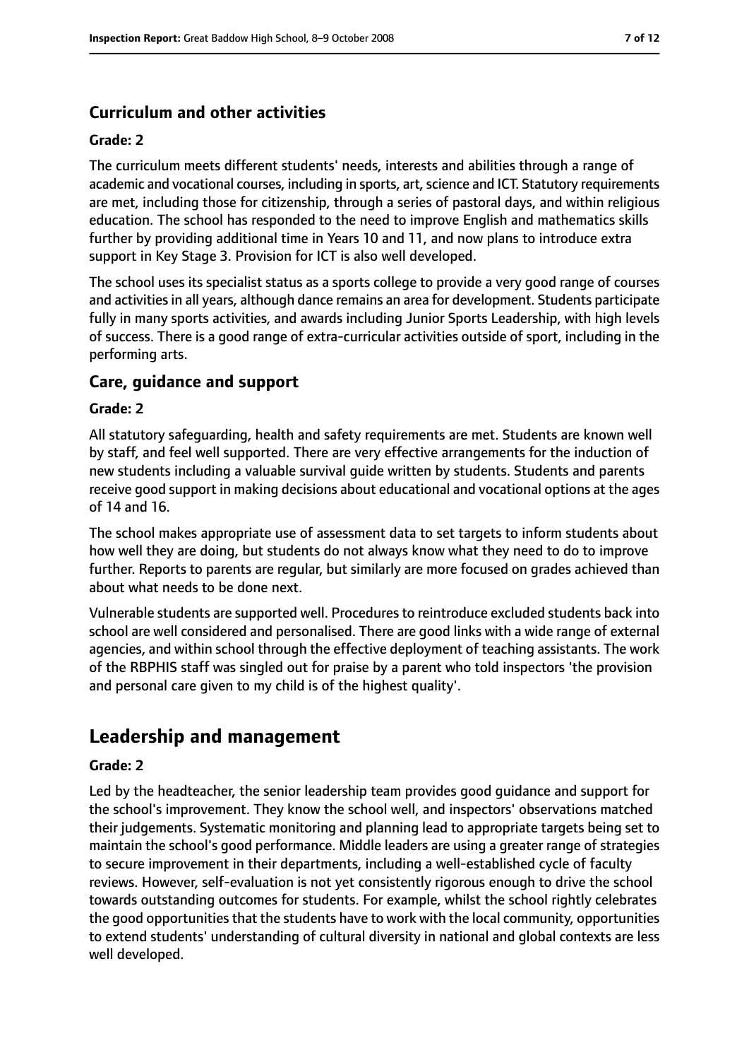### Curriculum and other activities

#### Grade: 2

The curriculum meets different students' needs, interests and abilities through a range of academic and vocational courses, including in sports, art, science and ICT. Statutory requirements are met, including those for citizenship, through a series of pastoral days, and within religious education. The school has responded to the need to improve English and mathematics skills further by providing additional time in Years 10 and 11, and now plans to introduce extra support in Key Stage 3. Provision for ICT is also well developed.

The school uses its specialist status as a sports college to provide a very good range of courses and activities in all years, although dance remains an area for development. Students participate fully in many sports activities, and awards including Junior Sports Leadership, with high levels of success. There is a good range of extra-curricular activities outside of sport, including in the performing arts.

### Care, guidance and support

#### Grade: 2

All statutory safeguarding, health and safety requirements are met. Students are known well by staff, and feel well supported. There are very effective arrangements for the induction of new students including a valuable survival guide written by students. Students and parents receive good support in making decisions about educational and vocational options at the ages of 14 and 16.

The school makes appropriate use of assessment data to set targets to inform students about how well they are doing, but students do not always know what they need to do to improve further. Reports to parents are regular, but similarly are more focused on grades achieved than about what needs to be done next.

Vulnerable students are supported well. Procedures to reintroduce excluded students back into school are well considered and personalised. There are good links with a wide range of external agencies, and within school through the effective deployment of teaching assistants. The work of the RBPHIS staff was singled out for praise by a parent who told inspectors 'the provision and personal care given to my child is of the highest quality'.

## Leadership and management

#### Grade: 2

Led by the headteacher, the senior leadership team provides good guidance and support for the school's improvement. They know the school well, and inspectors' observations matched their judgements. Systematic monitoring and planning lead to appropriate targets being set to maintain the school's good performance. Middle leaders are using a greater range of strategies to secure improvement in their departments, including a well-established cycle of faculty reviews. However, self-evaluation is not yet consistently rigorous enough to drive the school towards outstanding outcomes for students. For example, whilst the school rightly celebrates the good opportunities that the students have to work with the local community, opportunities to extend students' understanding of cultural diversity in national and global contexts are less well developed.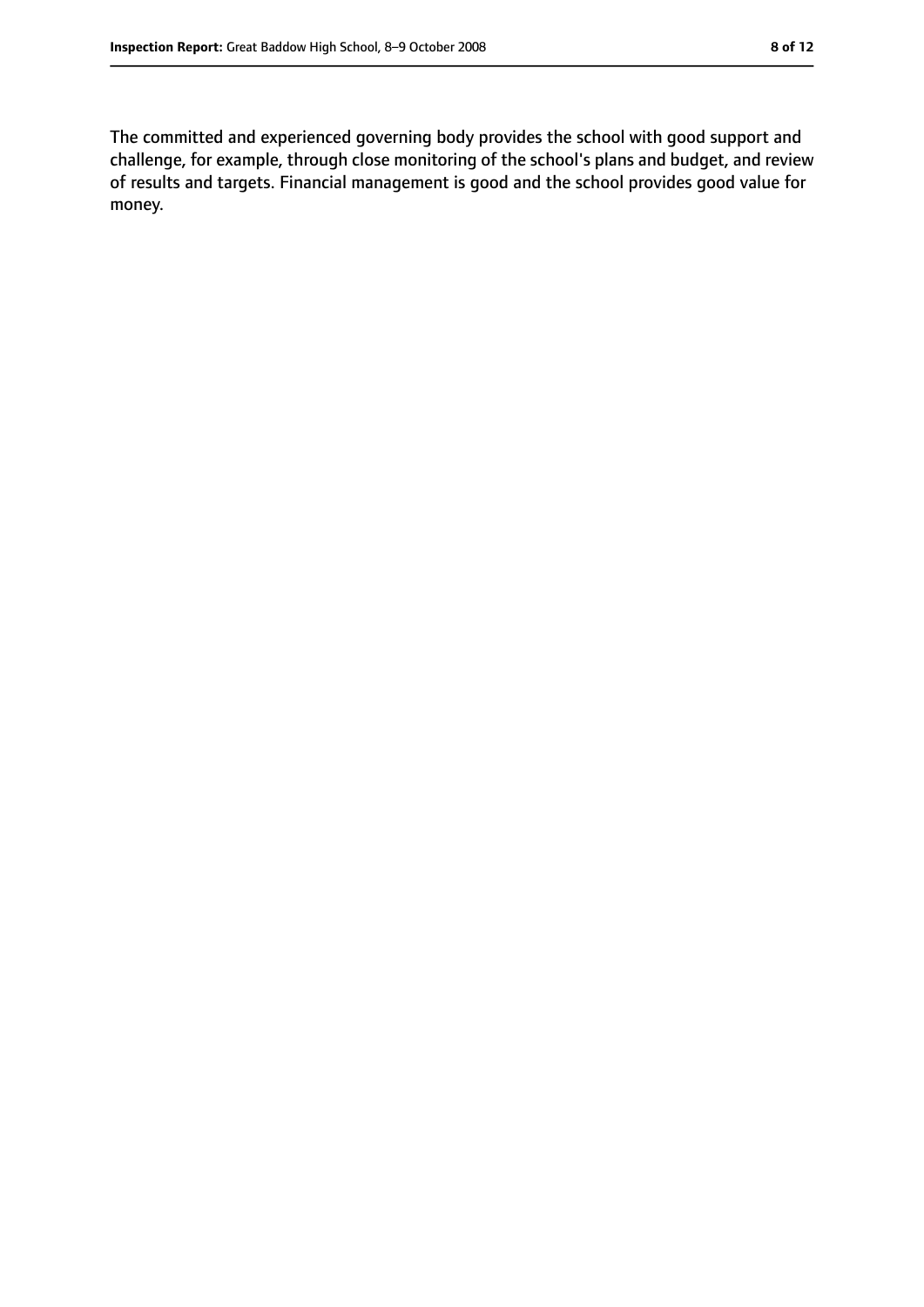The committed and experienced governing body provides the school with good support and challenge, for example, through close monitoring of the school's plans and budget, and review of results and targets. Financial management is good and the school provides good value for money.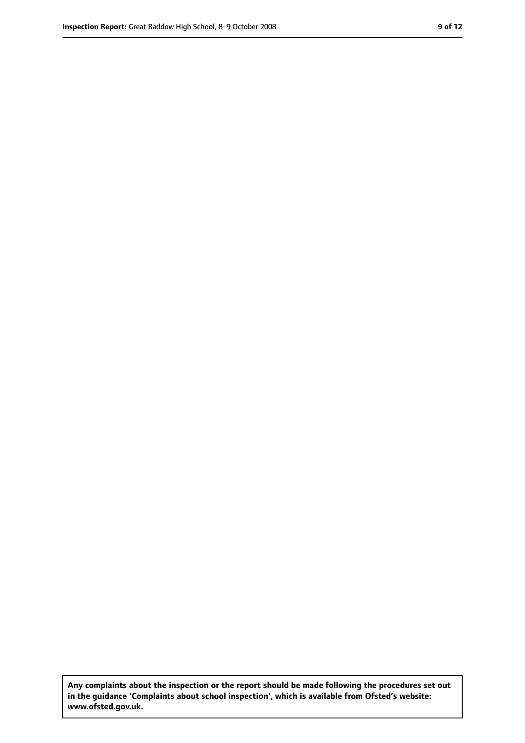**Any complaints about the inspection or the report should be made following the procedures set out in the guidance 'Complaints about school inspection', which is available from Ofsted's website: www.ofsted.gov.uk.**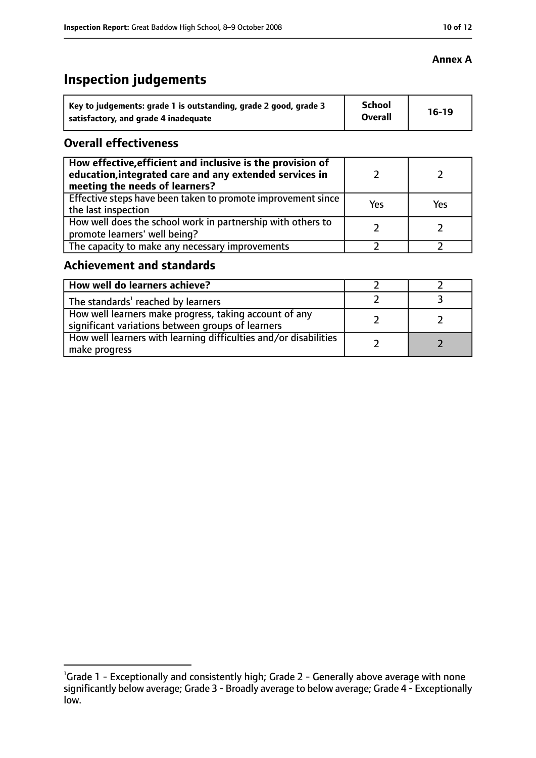**Annex A**

# Inspection judgements

| Key to judgements: grade 1 is outstanding, grade 2 good, grade 3 satisfactory, and grade 4 inadequate | School Overall | 16-19 |
|---|---|---|

## Overall effectiveness

| | | |
|---|---|---|
| **How effective, efficient and inclusive is the provision of education, integrated care and any extended services in meeting the needs of learners?** | 2 | 2 |
| Effective steps have been taken to promote improvement since the last inspection | Yes | Yes |
| How well does the school work in partnership with others to promote learners' well being? | 2 | 2 |
| The capacity to make any necessary improvements | 2 | 2 |

## Achievement and standards

| | | |
|---|---|---|
| **How well do learners achieve?** | 2 | 2 |
| The standards[1] reached by learners | 2 | 3 |
| How well learners make progress, taking account of any significant variations between groups of learners | 2 | 2 |
| How well learners with learning difficulties and/or disabilities make progress | 2 | 2 |

[1] Grade 1 - Exceptionally and consistently high; Grade 2 - Generally above average with none significantly below average; Grade 3 - Broadly average to below average; Grade 4 - Exceptionally low.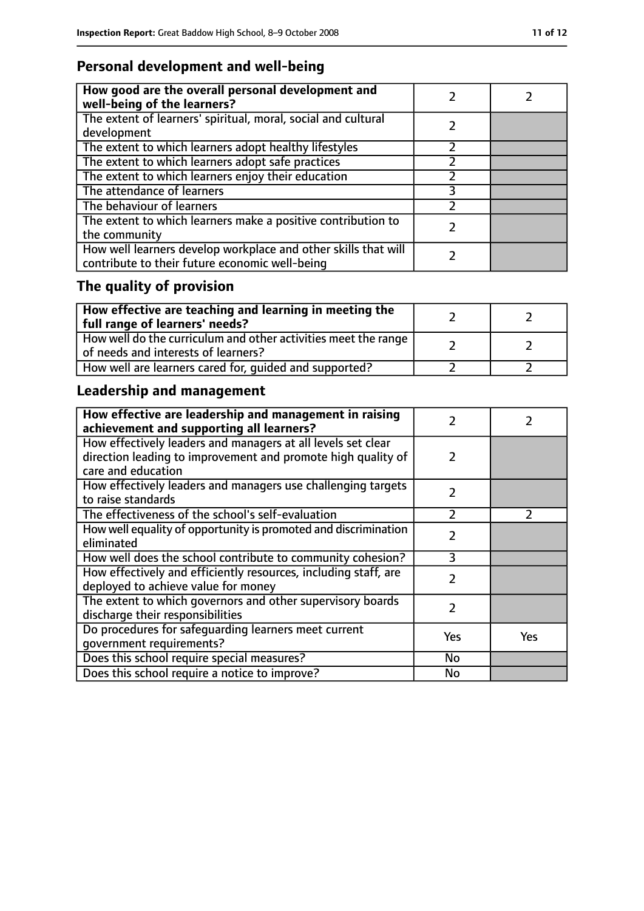## Personal development and well-being

| **How good are the overall personal development and well-being of the learners?** | 2 | 2 |
|---|---|---|
| The extent of learners' spiritual, moral, social and cultural development | 2 | |
| The extent to which learners adopt healthy lifestyles | 2 | |
| The extent to which learners adopt safe practices | 2 | |
| The extent to which learners enjoy their education | 2 | |
| The attendance of learners | 3 | |
| The behaviour of learners | 2 | |
| The extent to which learners make a positive contribution to the community | 2 | |
| How well learners develop workplace and other skills that will contribute to their future economic well-being | 2 | |

## The quality of provision

| **How effective are teaching and learning in meeting the full range of learners' needs?** | 2 | 2 |
|---|---|---|
| How well do the curriculum and other activities meet the range of needs and interests of learners? | 2 | 2 |
| How well are learners cared for, guided and supported? | 2 | 2 |

## Leadership and management

| **How effective are leadership and management in raising achievement and supporting all learners?** | 2 | 2 |
|---|---|---|
| How effectively leaders and managers at all levels set clear direction leading to improvement and promote high quality of care and education | 2 | |
| How effectively leaders and managers use challenging targets to raise standards | 2 | |
| The effectiveness of the school's self-evaluation | 2 | 2 |
| How well equality of opportunity is promoted and discrimination eliminated | 2 | |
| How well does the school contribute to community cohesion? | 3 | |
| How effectively and efficiently resources, including staff, are deployed to achieve value for money | 2 | |
| The extent to which governors and other supervisory boards discharge their responsibilities | 2 | |
| Do procedures for safeguarding learners meet current government requirements? | Yes | Yes |
| Does this school require special measures? | No | |
| Does this school require a notice to improve? | No | |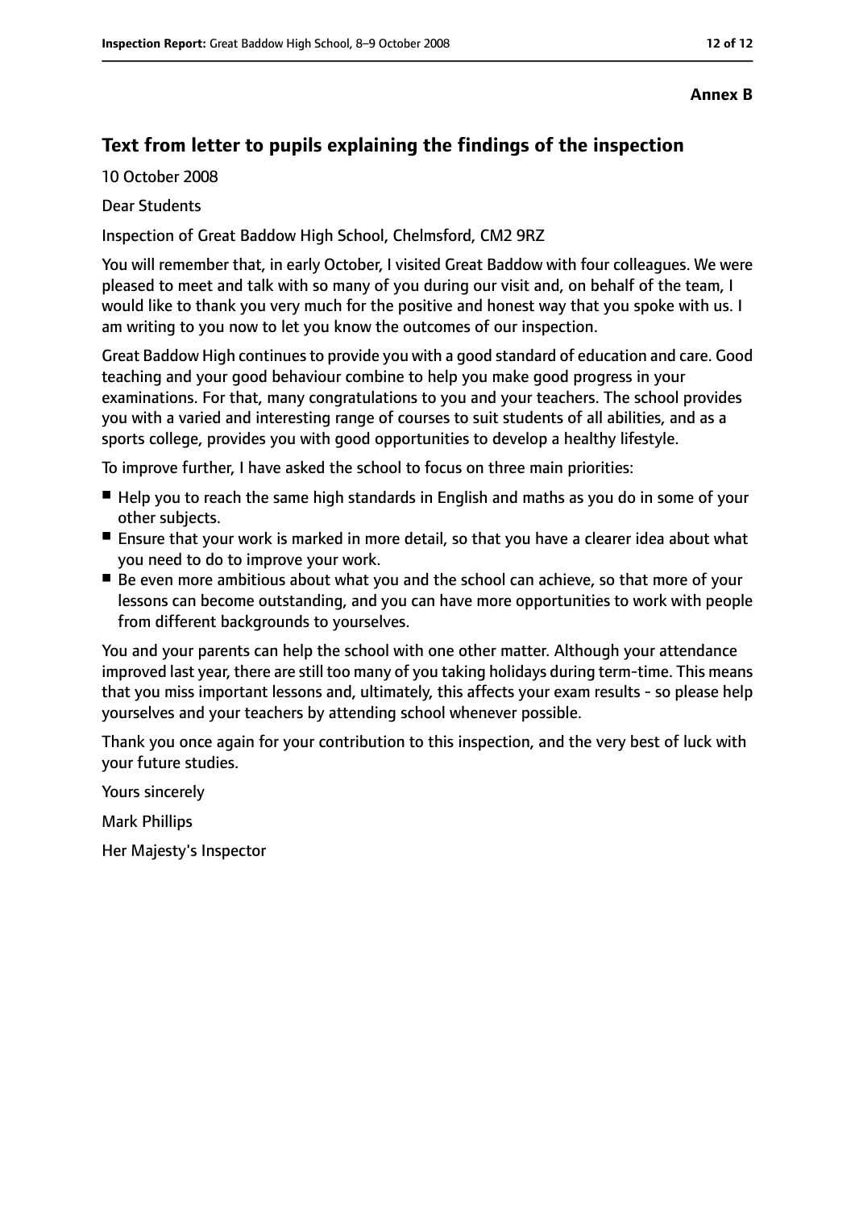**Annex B**

## Text from letter to pupils explaining the findings of the inspection

10 October 2008

Dear Students

Inspection of Great Baddow High School, Chelmsford, CM2 9RZ

You will remember that, in early October, I visited Great Baddow with four colleagues. We were pleased to meet and talk with so many of you during our visit and, on behalf of the team, I would like to thank you very much for the positive and honest way that you spoke with us. I am writing to you now to let you know the outcomes of our inspection.

Great Baddow High continues to provide you with a good standard of education and care. Good teaching and your good behaviour combine to help you make good progress in your examinations. For that, many congratulations to you and your teachers. The school provides you with a varied and interesting range of courses to suit students of all abilities, and as a sports college, provides you with good opportunities to develop a healthy lifestyle.

To improve further, I have asked the school to focus on three main priorities:

- Help you to reach the same high standards in English and maths as you do in some of your other subjects.
- Ensure that your work is marked in more detail, so that you have a clearer idea about what you need to do to improve your work.
- Be even more ambitious about what you and the school can achieve, so that more of your lessons can become outstanding, and you can have more opportunities to work with people from different backgrounds to yourselves.

You and your parents can help the school with one other matter. Although your attendance improved last year, there are still too many of you taking holidays during term-time. This means that you miss important lessons and, ultimately, this affects your exam results - so please help yourselves and your teachers by attending school whenever possible.

Thank you once again for your contribution to this inspection, and the very best of luck with your future studies.

Yours sincerely

Mark Phillips

Her Majesty's Inspector